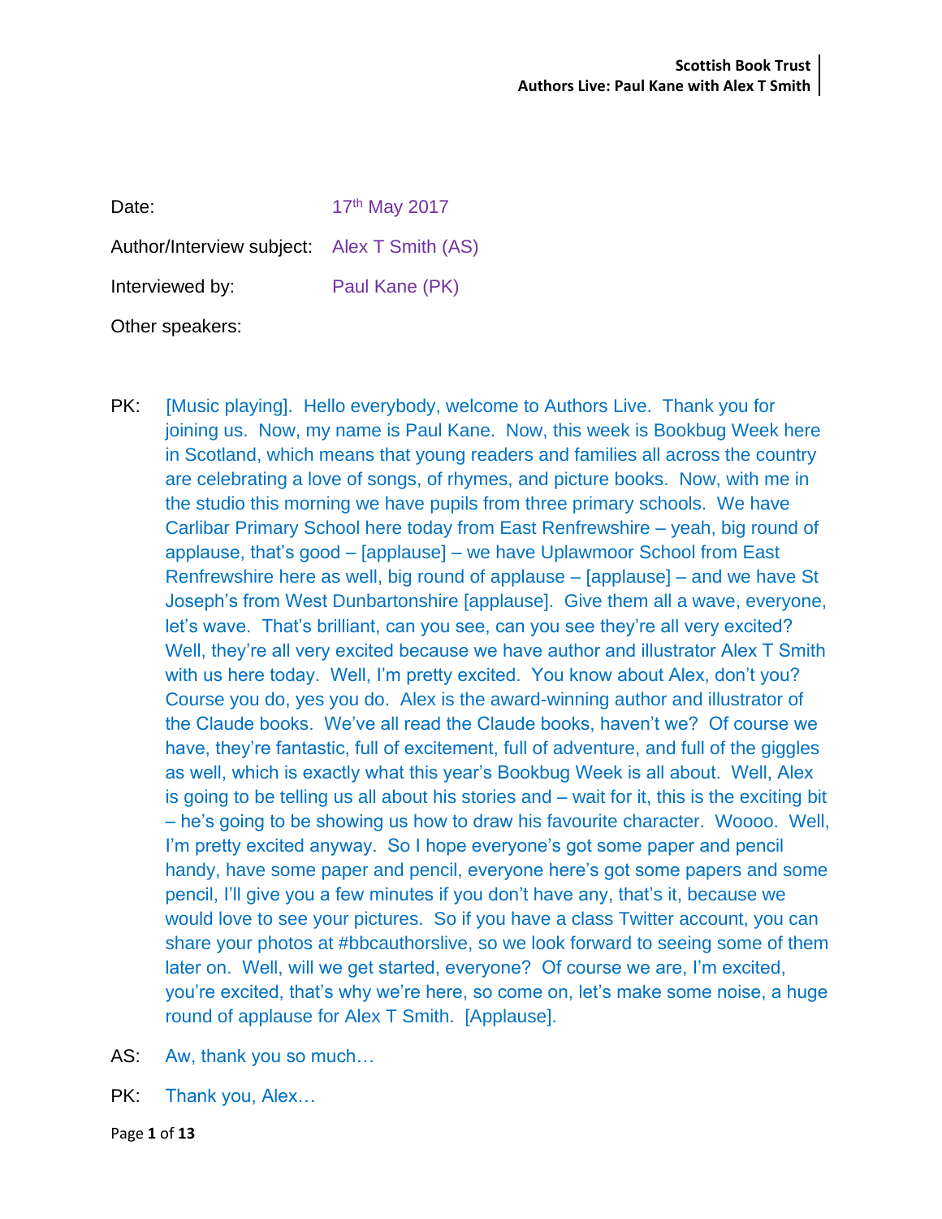| | |
|---|---|
| Date: | 17th May 2017 |
| Author/Interview subject: | Alex T Smith (AS) |
| Interviewed by: | Paul Kane (PK) |
| Other speakers: | |

PK: [Music playing]. Hello everybody, welcome to Authors Live. Thank you for joining us. Now, my name is Paul Kane. Now, this week is Bookbug Week here in Scotland, which means that young readers and families all across the country are celebrating a love of songs, of rhymes, and picture books. Now, with me in the studio this morning we have pupils from three primary schools. We have Carlibar Primary School here today from East Renfrewshire – yeah, big round of applause, that's good – [applause] – we have Uplawmoor School from East Renfrewshire here as well, big round of applause – [applause] – and we have St Joseph's from West Dunbartonshire [applause]. Give them all a wave, everyone, let's wave. That's brilliant, can you see, can you see they're all very excited? Well, they're all very excited because we have author and illustrator Alex T Smith with us here today. Well, I'm pretty excited. You know about Alex, don't you? Course you do, yes you do. Alex is the award-winning author and illustrator of the Claude books. We've all read the Claude books, haven't we? Of course we have, they're fantastic, full of excitement, full of adventure, and full of the giggles as well, which is exactly what this year's Bookbug Week is all about. Well, Alex is going to be telling us all about his stories and – wait for it, this is the exciting bit – he's going to be showing us how to draw his favourite character. Woooo. Well, I'm pretty excited anyway. So I hope everyone's got some paper and pencil handy, have some paper and pencil, everyone here's got some papers and some pencil, I'll give you a few minutes if you don't have any, that's it, because we would love to see your pictures. So if you have a class Twitter account, you can share your photos at #bbcauthorslive, so we look forward to seeing some of them later on. Well, will we get started, everyone? Of course we are, I'm excited, you're excited, that's why we're here, so come on, let's make some noise, a huge round of applause for Alex T Smith. [Applause].

AS: Aw, thank you so much…

PK: Thank you, Alex…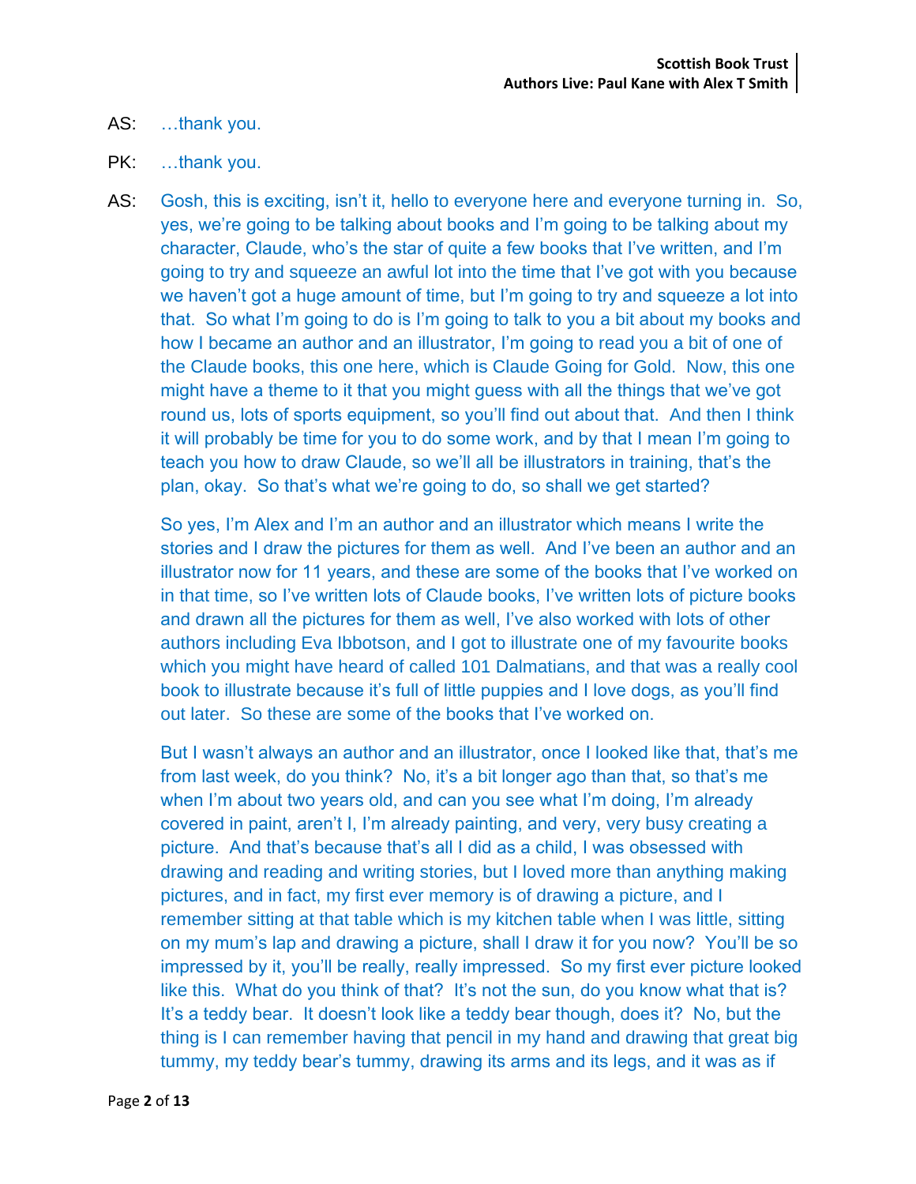AS: …thank you.

PK: …thank you.

AS: Gosh, this is exciting, isn't it, hello to everyone here and everyone turning in. So, yes, we're going to be talking about books and I'm going to be talking about my character, Claude, who's the star of quite a few books that I've written, and I'm going to try and squeeze an awful lot into the time that I've got with you because we haven't got a huge amount of time, but I'm going to try and squeeze a lot into that. So what I'm going to do is I'm going to talk to you a bit about my books and how I became an author and an illustrator, I'm going to read you a bit of one of the Claude books, this one here, which is Claude Going for Gold. Now, this one might have a theme to it that you might guess with all the things that we've got round us, lots of sports equipment, so you'll find out about that. And then I think it will probably be time for you to do some work, and by that I mean I'm going to teach you how to draw Claude, so we'll all be illustrators in training, that's the plan, okay. So that's what we're going to do, so shall we get started?

So yes, I'm Alex and I'm an author and an illustrator which means I write the stories and I draw the pictures for them as well. And I've been an author and an illustrator now for 11 years, and these are some of the books that I've worked on in that time, so I've written lots of Claude books, I've written lots of picture books and drawn all the pictures for them as well, I've also worked with lots of other authors including Eva Ibbotson, and I got to illustrate one of my favourite books which you might have heard of called 101 Dalmatians, and that was a really cool book to illustrate because it's full of little puppies and I love dogs, as you'll find out later. So these are some of the books that I've worked on.

But I wasn't always an author and an illustrator, once I looked like that, that's me from last week, do you think? No, it's a bit longer ago than that, so that's me when I'm about two years old, and can you see what I'm doing, I'm already covered in paint, aren't I, I'm already painting, and very, very busy creating a picture. And that's because that's all I did as a child, I was obsessed with drawing and reading and writing stories, but I loved more than anything making pictures, and in fact, my first ever memory is of drawing a picture, and I remember sitting at that table which is my kitchen table when I was little, sitting on my mum's lap and drawing a picture, shall I draw it for you now? You'll be so impressed by it, you'll be really, really impressed. So my first ever picture looked like this. What do you think of that? It's not the sun, do you know what that is? It's a teddy bear. It doesn't look like a teddy bear though, does it? No, but the thing is I can remember having that pencil in my hand and drawing that great big tummy, my teddy bear's tummy, drawing its arms and its legs, and it was as if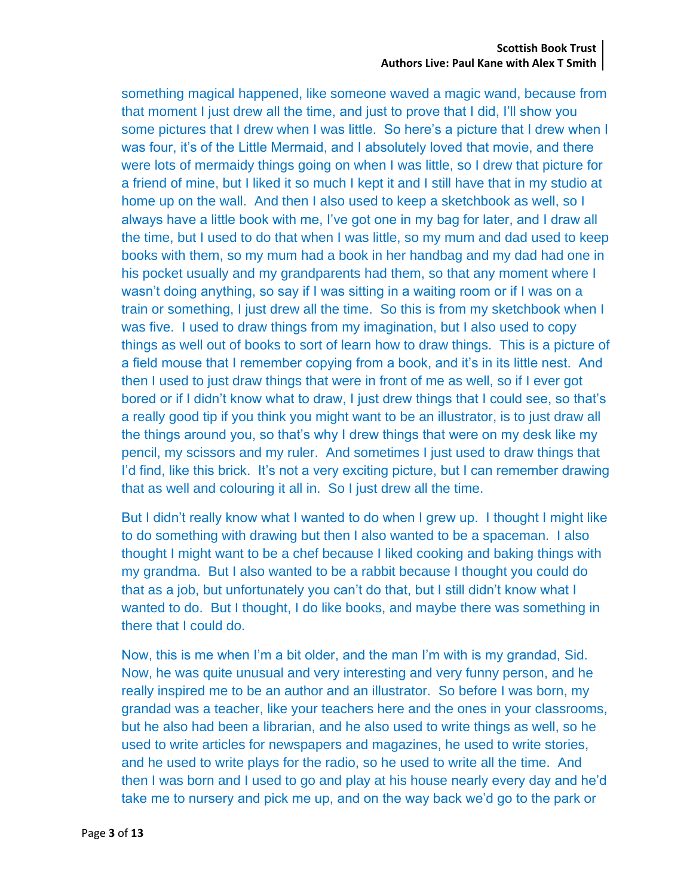something magical happened, like someone waved a magic wand, because from that moment I just drew all the time, and just to prove that I did, I'll show you some pictures that I drew when I was little. So here's a picture that I drew when I was four, it's of the Little Mermaid, and I absolutely loved that movie, and there were lots of mermaidy things going on when I was little, so I drew that picture for a friend of mine, but I liked it so much I kept it and I still have that in my studio at home up on the wall. And then I also used to keep a sketchbook as well, so I always have a little book with me, I've got one in my bag for later, and I draw all the time, but I used to do that when I was little, so my mum and dad used to keep books with them, so my mum had a book in her handbag and my dad had one in his pocket usually and my grandparents had them, so that any moment where I wasn't doing anything, so say if I was sitting in a waiting room or if I was on a train or something, I just drew all the time. So this is from my sketchbook when I was five. I used to draw things from my imagination, but I also used to copy things as well out of books to sort of learn how to draw things. This is a picture of a field mouse that I remember copying from a book, and it's in its little nest. And then I used to just draw things that were in front of me as well, so if I ever got bored or if I didn't know what to draw, I just drew things that I could see, so that's a really good tip if you think you might want to be an illustrator, is to just draw all the things around you, so that's why I drew things that were on my desk like my pencil, my scissors and my ruler. And sometimes I just used to draw things that I'd find, like this brick. It's not a very exciting picture, but I can remember drawing that as well and colouring it all in. So I just drew all the time.

But I didn't really know what I wanted to do when I grew up. I thought I might like to do something with drawing but then I also wanted to be a spaceman. I also thought I might want to be a chef because I liked cooking and baking things with my grandma. But I also wanted to be a rabbit because I thought you could do that as a job, but unfortunately you can't do that, but I still didn't know what I wanted to do. But I thought, I do like books, and maybe there was something in there that I could do.

Now, this is me when I'm a bit older, and the man I'm with is my grandad, Sid. Now, he was quite unusual and very interesting and very funny person, and he really inspired me to be an author and an illustrator. So before I was born, my grandad was a teacher, like your teachers here and the ones in your classrooms, but he also had been a librarian, and he also used to write things as well, so he used to write articles for newspapers and magazines, he used to write stories, and he used to write plays for the radio, so he used to write all the time. And then I was born and I used to go and play at his house nearly every day and he'd take me to nursery and pick me up, and on the way back we'd go to the park or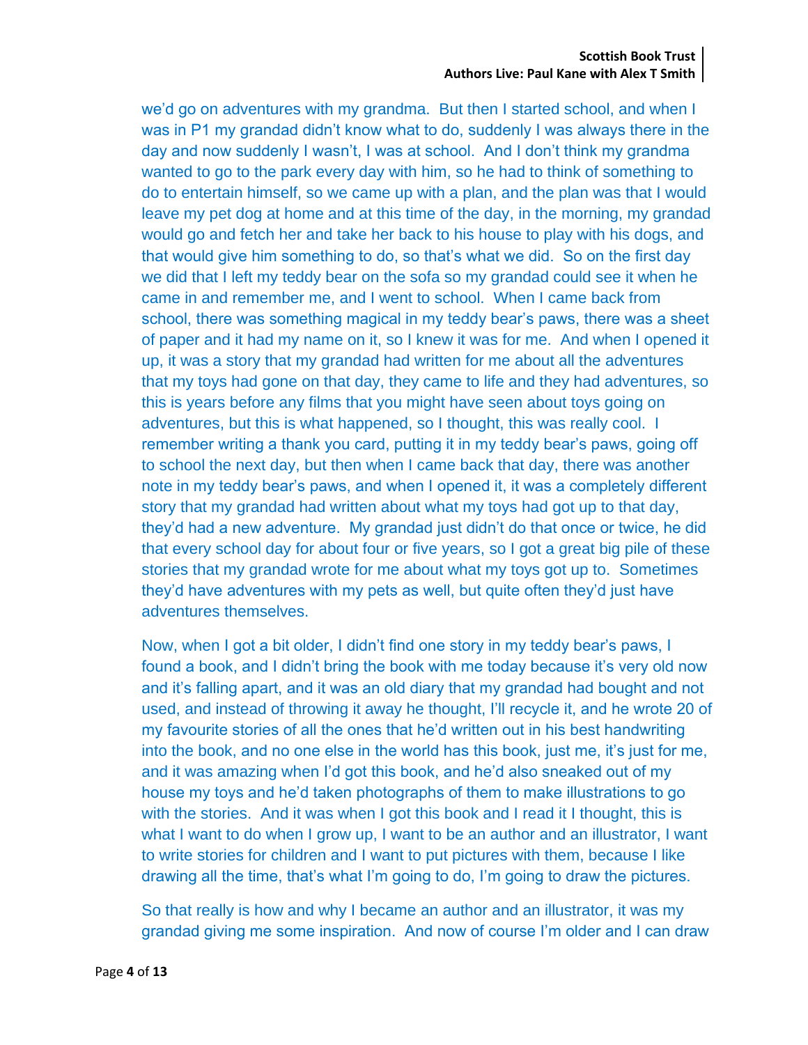we'd go on adventures with my grandma. But then I started school, and when I was in P1 my grandad didn't know what to do, suddenly I was always there in the day and now suddenly I wasn't, I was at school. And I don't think my grandma wanted to go to the park every day with him, so he had to think of something to do to entertain himself, so we came up with a plan, and the plan was that I would leave my pet dog at home and at this time of the day, in the morning, my grandad would go and fetch her and take her back to his house to play with his dogs, and that would give him something to do, so that's what we did. So on the first day we did that I left my teddy bear on the sofa so my grandad could see it when he came in and remember me, and I went to school. When I came back from school, there was something magical in my teddy bear's paws, there was a sheet of paper and it had my name on it, so I knew it was for me. And when I opened it up, it was a story that my grandad had written for me about all the adventures that my toys had gone on that day, they came to life and they had adventures, so this is years before any films that you might have seen about toys going on adventures, but this is what happened, so I thought, this was really cool. I remember writing a thank you card, putting it in my teddy bear's paws, going off to school the next day, but then when I came back that day, there was another note in my teddy bear's paws, and when I opened it, it was a completely different story that my grandad had written about what my toys had got up to that day, they'd had a new adventure. My grandad just didn't do that once or twice, he did that every school day for about four or five years, so I got a great big pile of these stories that my grandad wrote for me about what my toys got up to. Sometimes they'd have adventures with my pets as well, but quite often they'd just have adventures themselves.

Now, when I got a bit older, I didn't find one story in my teddy bear's paws, I found a book, and I didn't bring the book with me today because it's very old now and it's falling apart, and it was an old diary that my grandad had bought and not used, and instead of throwing it away he thought, I'll recycle it, and he wrote 20 of my favourite stories of all the ones that he'd written out in his best handwriting into the book, and no one else in the world has this book, just me, it's just for me, and it was amazing when I'd got this book, and he'd also sneaked out of my house my toys and he'd taken photographs of them to make illustrations to go with the stories. And it was when I got this book and I read it I thought, this is what I want to do when I grow up, I want to be an author and an illustrator, I want to write stories for children and I want to put pictures with them, because I like drawing all the time, that's what I'm going to do, I'm going to draw the pictures.

So that really is how and why I became an author and an illustrator, it was my grandad giving me some inspiration. And now of course I'm older and I can draw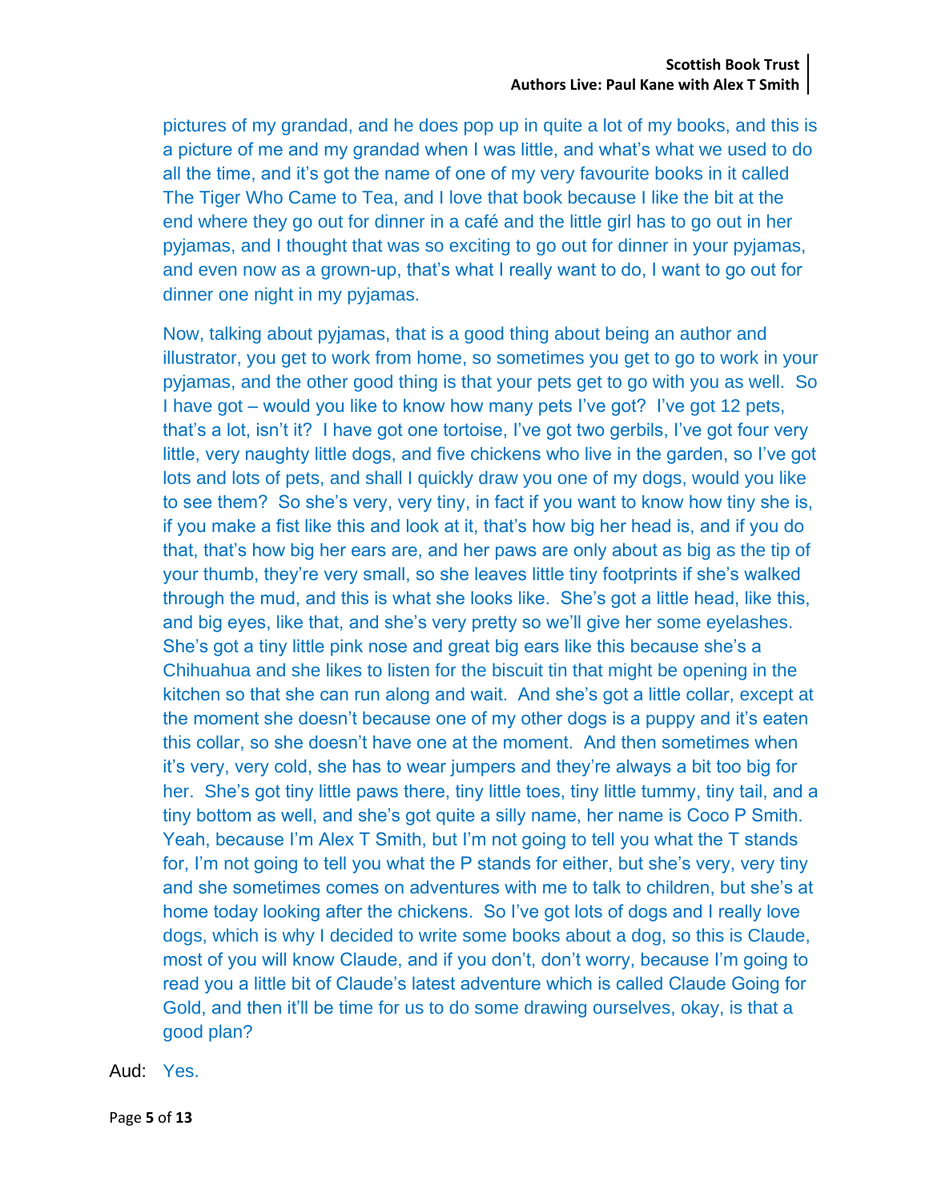pictures of my grandad, and he does pop up in quite a lot of my books, and this is a picture of me and my grandad when I was little, and what's what we used to do all the time, and it's got the name of one of my very favourite books in it called The Tiger Who Came to Tea, and I love that book because I like the bit at the end where they go out for dinner in a café and the little girl has to go out in her pyjamas, and I thought that was so exciting to go out for dinner in your pyjamas, and even now as a grown-up, that's what I really want to do, I want to go out for dinner one night in my pyjamas.

Now, talking about pyjamas, that is a good thing about being an author and illustrator, you get to work from home, so sometimes you get to go to work in your pyjamas, and the other good thing is that your pets get to go with you as well. So I have got – would you like to know how many pets I've got? I've got 12 pets, that's a lot, isn't it? I have got one tortoise, I've got two gerbils, I've got four very little, very naughty little dogs, and five chickens who live in the garden, so I've got lots and lots of pets, and shall I quickly draw you one of my dogs, would you like to see them? So she's very, very tiny, in fact if you want to know how tiny she is, if you make a fist like this and look at it, that's how big her head is, and if you do that, that's how big her ears are, and her paws are only about as big as the tip of your thumb, they're very small, so she leaves little tiny footprints if she's walked through the mud, and this is what she looks like. She's got a little head, like this, and big eyes, like that, and she's very pretty so we'll give her some eyelashes. She's got a tiny little pink nose and great big ears like this because she's a Chihuahua and she likes to listen for the biscuit tin that might be opening in the kitchen so that she can run along and wait. And she's got a little collar, except at the moment she doesn't because one of my other dogs is a puppy and it's eaten this collar, so she doesn't have one at the moment. And then sometimes when it's very, very cold, she has to wear jumpers and they're always a bit too big for her. She's got tiny little paws there, tiny little toes, tiny little tummy, tiny tail, and a tiny bottom as well, and she's got quite a silly name, her name is Coco P Smith. Yeah, because I'm Alex T Smith, but I'm not going to tell you what the T stands for, I'm not going to tell you what the P stands for either, but she's very, very tiny and she sometimes comes on adventures with me to talk to children, but she's at home today looking after the chickens. So I've got lots of dogs and I really love dogs, which is why I decided to write some books about a dog, so this is Claude, most of you will know Claude, and if you don't, don't worry, because I'm going to read you a little bit of Claude's latest adventure which is called Claude Going for Gold, and then it'll be time for us to do some drawing ourselves, okay, is that a good plan?

Aud: Yes.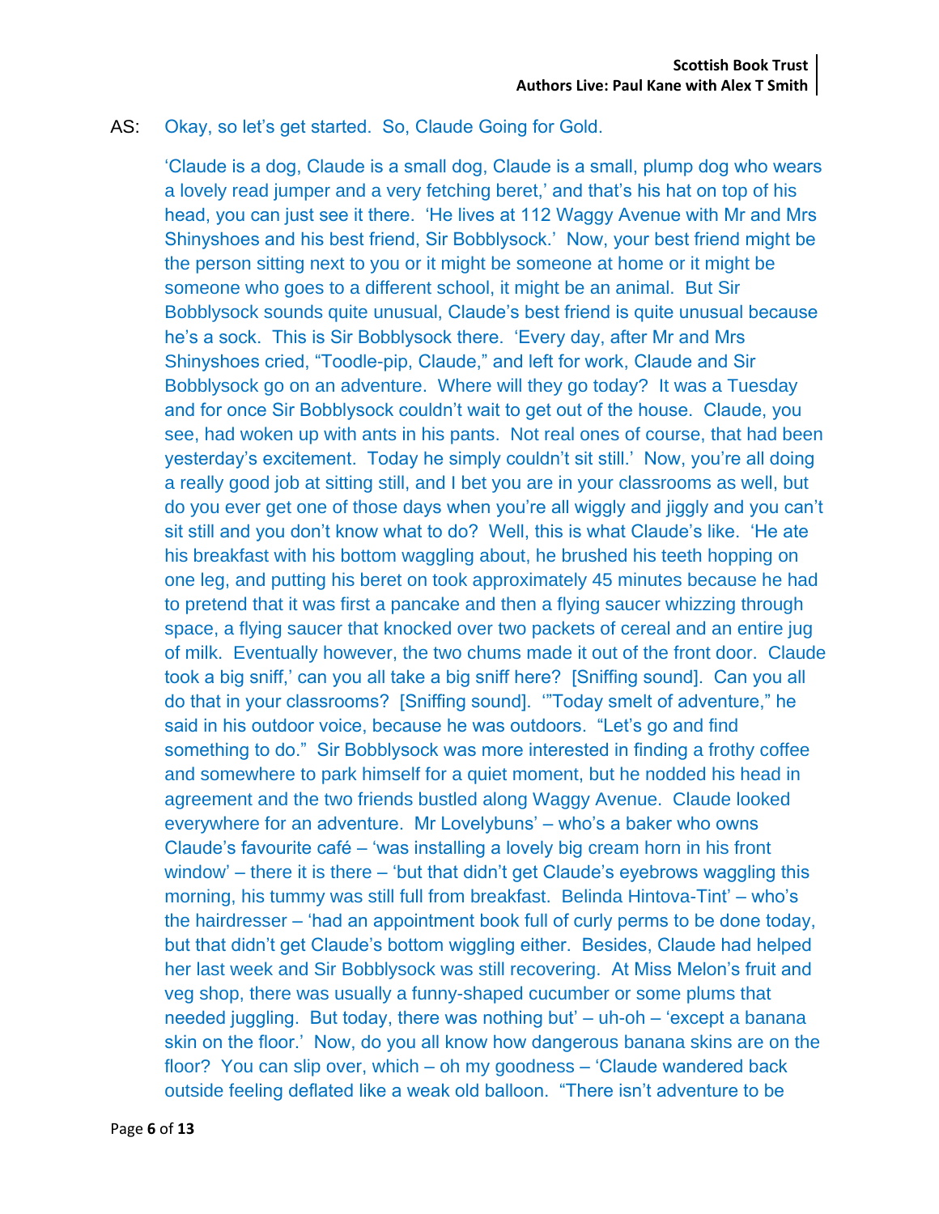AS: Okay, so let's get started. So, Claude Going for Gold.

'Claude is a dog, Claude is a small dog, Claude is a small, plump dog who wears a lovely read jumper and a very fetching beret,' and that's his hat on top of his head, you can just see it there. 'He lives at 112 Waggy Avenue with Mr and Mrs Shinyshoes and his best friend, Sir Bobblysock.' Now, your best friend might be the person sitting next to you or it might be someone at home or it might be someone who goes to a different school, it might be an animal. But Sir Bobblysock sounds quite unusual, Claude's best friend is quite unusual because he's a sock. This is Sir Bobblysock there. 'Every day, after Mr and Mrs Shinyshoes cried, "Toodle-pip, Claude," and left for work, Claude and Sir Bobblysock go on an adventure. Where will they go today? It was a Tuesday and for once Sir Bobblysock couldn't wait to get out of the house. Claude, you see, had woken up with ants in his pants. Not real ones of course, that had been yesterday's excitement. Today he simply couldn't sit still.' Now, you're all doing a really good job at sitting still, and I bet you are in your classrooms as well, but do you ever get one of those days when you're all wiggly and jiggly and you can't sit still and you don't know what to do? Well, this is what Claude's like. 'He ate his breakfast with his bottom waggling about, he brushed his teeth hopping on one leg, and putting his beret on took approximately 45 minutes because he had to pretend that it was first a pancake and then a flying saucer whizzing through space, a flying saucer that knocked over two packets of cereal and an entire jug of milk. Eventually however, the two chums made it out of the front door. Claude took a big sniff,' can you all take a big sniff here? [Sniffing sound]. Can you all do that in your classrooms? [Sniffing sound]. '"Today smelt of adventure," he said in his outdoor voice, because he was outdoors. "Let's go and find something to do." Sir Bobblysock was more interested in finding a frothy coffee and somewhere to park himself for a quiet moment, but he nodded his head in agreement and the two friends bustled along Waggy Avenue. Claude looked everywhere for an adventure. Mr Lovelybuns' – who's a baker who owns Claude's favourite café – 'was installing a lovely big cream horn in his front window' – there it is there – 'but that didn't get Claude's eyebrows waggling this morning, his tummy was still full from breakfast. Belinda Hintova-Tint' – who's the hairdresser – 'had an appointment book full of curly perms to be done today, but that didn't get Claude's bottom wiggling either. Besides, Claude had helped her last week and Sir Bobblysock was still recovering. At Miss Melon's fruit and veg shop, there was usually a funny-shaped cucumber or some plums that needed juggling. But today, there was nothing but' – uh-oh – 'except a banana skin on the floor.' Now, do you all know how dangerous banana skins are on the floor? You can slip over, which – oh my goodness – 'Claude wandered back outside feeling deflated like a weak old balloon. "There isn't adventure to be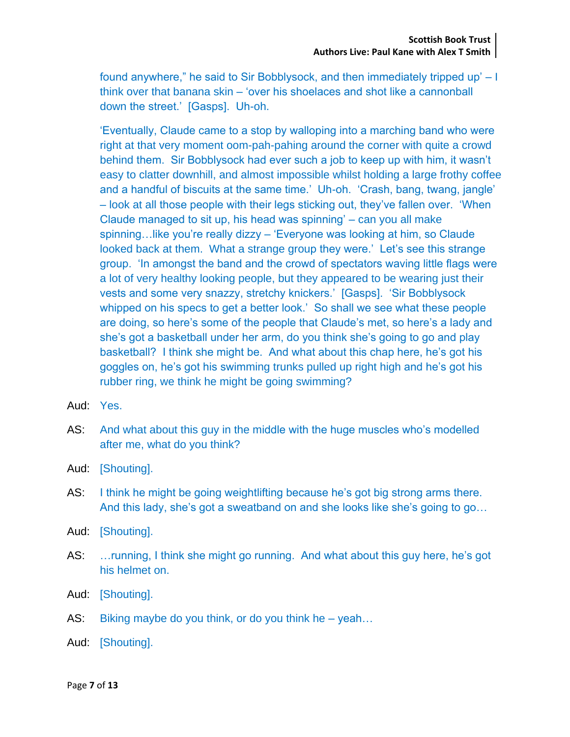found anywhere," he said to Sir Bobblysock, and then immediately tripped up' – I think over that banana skin – 'over his shoelaces and shot like a cannonball down the street.' [Gasps]. Uh-oh.

'Eventually, Claude came to a stop by walloping into a marching band who were right at that very moment oom-pah-pahing around the corner with quite a crowd behind them. Sir Bobblysock had ever such a job to keep up with him, it wasn't easy to clatter downhill, and almost impossible whilst holding a large frothy coffee and a handful of biscuits at the same time.' Uh-oh. 'Crash, bang, twang, jangle' – look at all those people with their legs sticking out, they've fallen over. 'When Claude managed to sit up, his head was spinning' – can you all make spinning…like you're really dizzy – 'Everyone was looking at him, so Claude looked back at them. What a strange group they were.' Let's see this strange group. 'In amongst the band and the crowd of spectators waving little flags were a lot of very healthy looking people, but they appeared to be wearing just their vests and some very snazzy, stretchy knickers.' [Gasps]. 'Sir Bobblysock whipped on his specs to get a better look.' So shall we see what these people are doing, so here's some of the people that Claude's met, so here's a lady and she's got a basketball under her arm, do you think she's going to go and play basketball? I think she might be. And what about this chap here, he's got his goggles on, he's got his swimming trunks pulled up right high and he's got his rubber ring, we think he might be going swimming?

Aud: Yes.

AS: And what about this guy in the middle with the huge muscles who's modelled after me, what do you think?

Aud: [Shouting].

AS: I think he might be going weightlifting because he's got big strong arms there. And this lady, she's got a sweatband on and she looks like she's going to go…

Aud: [Shouting].

AS: …running, I think she might go running. And what about this guy here, he's got his helmet on.

Aud: [Shouting].

AS: Biking maybe do you think, or do you think he – yeah…

Aud: [Shouting].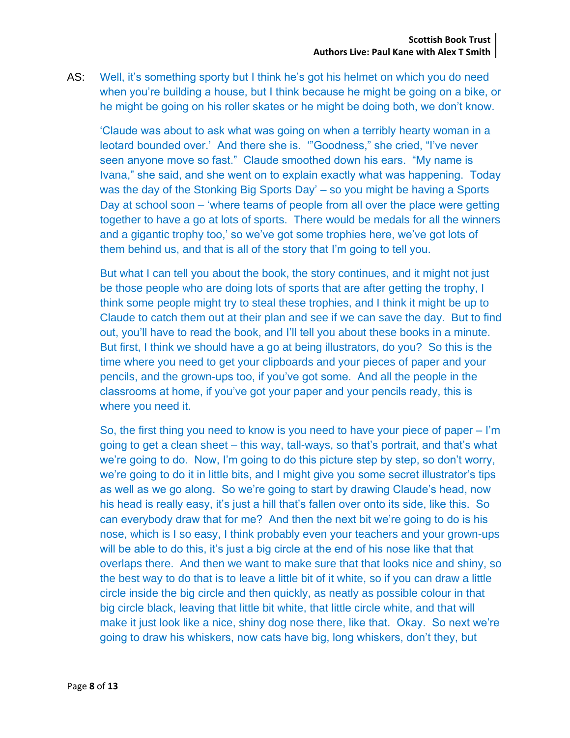AS: Well, it's something sporty but I think he's got his helmet on which you do need when you're building a house, but I think because he might be going on a bike, or he might be going on his roller skates or he might be doing both, we don't know.

'Claude was about to ask what was going on when a terribly hearty woman in a leotard bounded over.' And there she is. '"Goodness," she cried, "I've never seen anyone move so fast." Claude smoothed down his ears. "My name is Ivana," she said, and she went on to explain exactly what was happening. Today was the day of the Stonking Big Sports Day' – so you might be having a Sports Day at school soon – 'where teams of people from all over the place were getting together to have a go at lots of sports. There would be medals for all the winners and a gigantic trophy too,' so we've got some trophies here, we've got lots of them behind us, and that is all of the story that I'm going to tell you.

But what I can tell you about the book, the story continues, and it might not just be those people who are doing lots of sports that are after getting the trophy, I think some people might try to steal these trophies, and I think it might be up to Claude to catch them out at their plan and see if we can save the day. But to find out, you'll have to read the book, and I'll tell you about these books in a minute. But first, I think we should have a go at being illustrators, do you? So this is the time where you need to get your clipboards and your pieces of paper and your pencils, and the grown-ups too, if you've got some. And all the people in the classrooms at home, if you've got your paper and your pencils ready, this is where you need it.

So, the first thing you need to know is you need to have your piece of paper – I'm going to get a clean sheet – this way, tall-ways, so that's portrait, and that's what we're going to do. Now, I'm going to do this picture step by step, so don't worry, we're going to do it in little bits, and I might give you some secret illustrator's tips as well as we go along. So we're going to start by drawing Claude's head, now his head is really easy, it's just a hill that's fallen over onto its side, like this. So can everybody draw that for me? And then the next bit we're going to do is his nose, which is I so easy, I think probably even your teachers and your grown-ups will be able to do this, it's just a big circle at the end of his nose like that that overlaps there. And then we want to make sure that that looks nice and shiny, so the best way to do that is to leave a little bit of it white, so if you can draw a little circle inside the big circle and then quickly, as neatly as possible colour in that big circle black, leaving that little bit white, that little circle white, and that will make it just look like a nice, shiny dog nose there, like that. Okay. So next we're going to draw his whiskers, now cats have big, long whiskers, don't they, but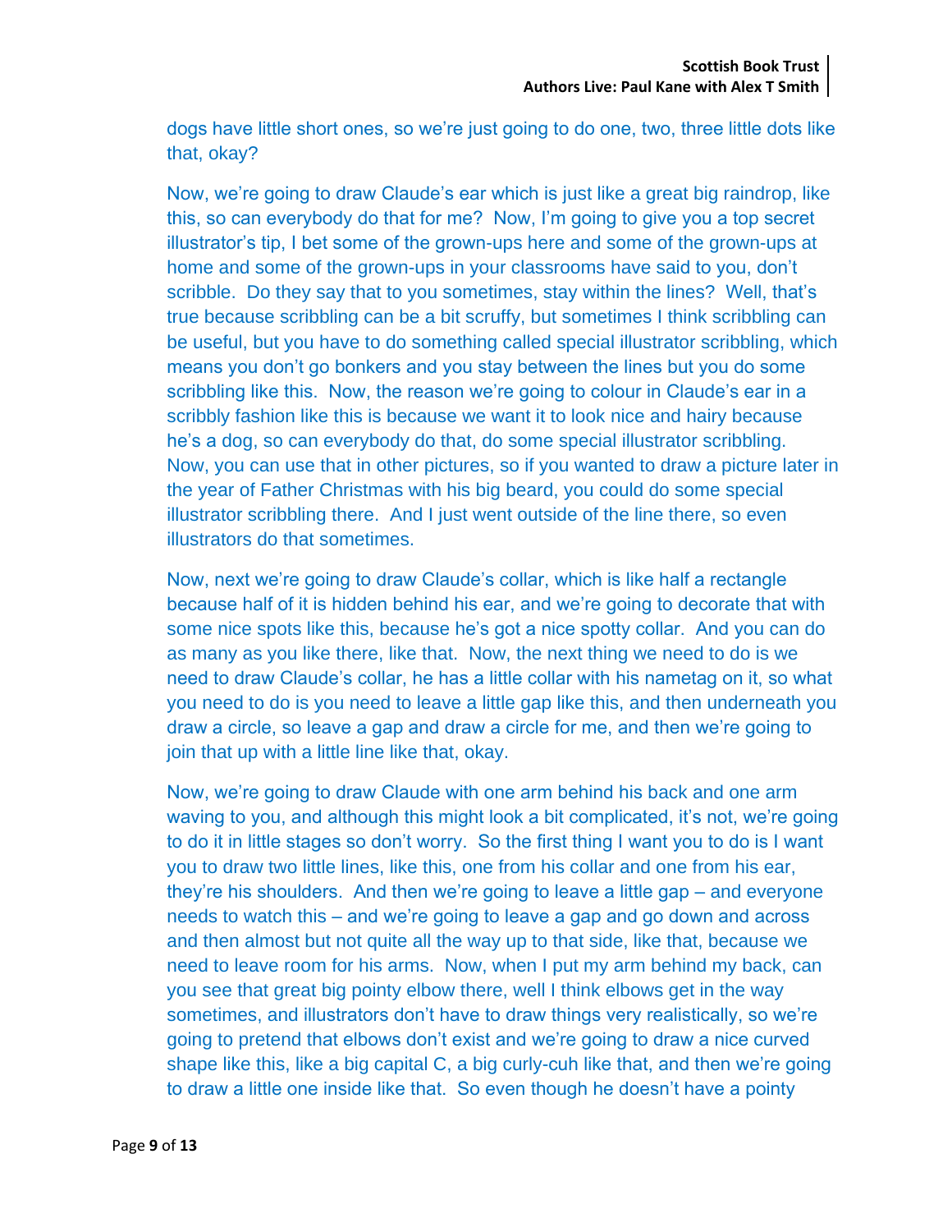dogs have little short ones, so we're just going to do one, two, three little dots like that, okay?

Now, we're going to draw Claude's ear which is just like a great big raindrop, like this, so can everybody do that for me? Now, I'm going to give you a top secret illustrator's tip, I bet some of the grown-ups here and some of the grown-ups at home and some of the grown-ups in your classrooms have said to you, don't scribble. Do they say that to you sometimes, stay within the lines? Well, that's true because scribbling can be a bit scruffy, but sometimes I think scribbling can be useful, but you have to do something called special illustrator scribbling, which means you don't go bonkers and you stay between the lines but you do some scribbling like this. Now, the reason we're going to colour in Claude's ear in a scribbly fashion like this is because we want it to look nice and hairy because he's a dog, so can everybody do that, do some special illustrator scribbling. Now, you can use that in other pictures, so if you wanted to draw a picture later in the year of Father Christmas with his big beard, you could do some special illustrator scribbling there. And I just went outside of the line there, so even illustrators do that sometimes.

Now, next we're going to draw Claude's collar, which is like half a rectangle because half of it is hidden behind his ear, and we're going to decorate that with some nice spots like this, because he's got a nice spotty collar. And you can do as many as you like there, like that. Now, the next thing we need to do is we need to draw Claude's collar, he has a little collar with his nametag on it, so what you need to do is you need to leave a little gap like this, and then underneath you draw a circle, so leave a gap and draw a circle for me, and then we're going to join that up with a little line like that, okay.

Now, we're going to draw Claude with one arm behind his back and one arm waving to you, and although this might look a bit complicated, it's not, we're going to do it in little stages so don't worry. So the first thing I want you to do is I want you to draw two little lines, like this, one from his collar and one from his ear, they're his shoulders. And then we're going to leave a little gap – and everyone needs to watch this – and we're going to leave a gap and go down and across and then almost but not quite all the way up to that side, like that, because we need to leave room for his arms. Now, when I put my arm behind my back, can you see that great big pointy elbow there, well I think elbows get in the way sometimes, and illustrators don't have to draw things very realistically, so we're going to pretend that elbows don't exist and we're going to draw a nice curved shape like this, like a big capital C, a big curly-cuh like that, and then we're going to draw a little one inside like that. So even though he doesn't have a pointy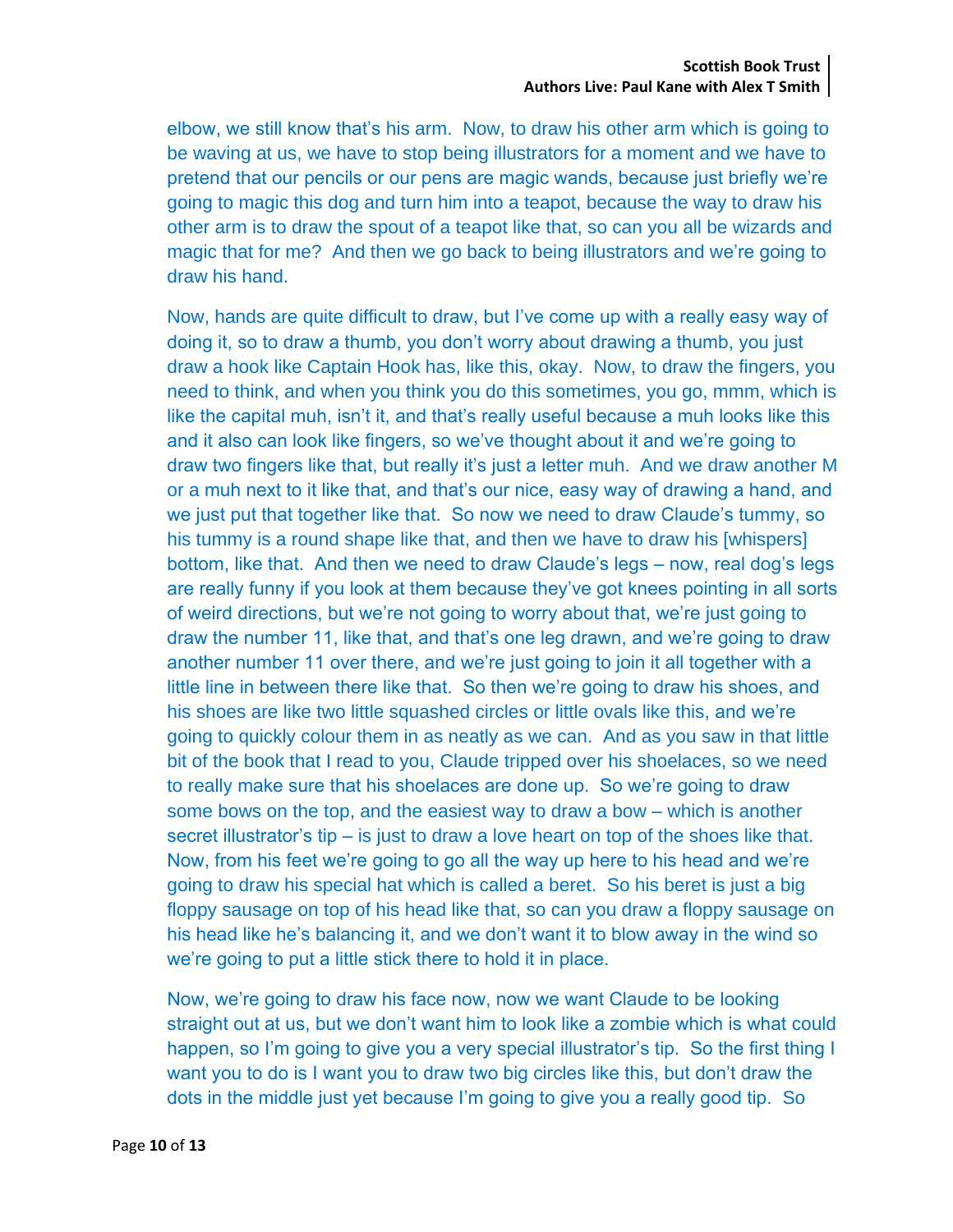elbow, we still know that's his arm. Now, to draw his other arm which is going to be waving at us, we have to stop being illustrators for a moment and we have to pretend that our pencils or our pens are magic wands, because just briefly we're going to magic this dog and turn him into a teapot, because the way to draw his other arm is to draw the spout of a teapot like that, so can you all be wizards and magic that for me? And then we go back to being illustrators and we're going to draw his hand.

Now, hands are quite difficult to draw, but I've come up with a really easy way of doing it, so to draw a thumb, you don't worry about drawing a thumb, you just draw a hook like Captain Hook has, like this, okay. Now, to draw the fingers, you need to think, and when you think you do this sometimes, you go, mmm, which is like the capital muh, isn't it, and that's really useful because a muh looks like this and it also can look like fingers, so we've thought about it and we're going to draw two fingers like that, but really it's just a letter muh. And we draw another M or a muh next to it like that, and that's our nice, easy way of drawing a hand, and we just put that together like that. So now we need to draw Claude's tummy, so his tummy is a round shape like that, and then we have to draw his [whispers] bottom, like that. And then we need to draw Claude's legs – now, real dog's legs are really funny if you look at them because they've got knees pointing in all sorts of weird directions, but we're not going to worry about that, we're just going to draw the number 11, like that, and that's one leg drawn, and we're going to draw another number 11 over there, and we're just going to join it all together with a little line in between there like that. So then we're going to draw his shoes, and his shoes are like two little squashed circles or little ovals like this, and we're going to quickly colour them in as neatly as we can. And as you saw in that little bit of the book that I read to you, Claude tripped over his shoelaces, so we need to really make sure that his shoelaces are done up. So we're going to draw some bows on the top, and the easiest way to draw a bow – which is another secret illustrator's tip – is just to draw a love heart on top of the shoes like that. Now, from his feet we're going to go all the way up here to his head and we're going to draw his special hat which is called a beret. So his beret is just a big floppy sausage on top of his head like that, so can you draw a floppy sausage on his head like he's balancing it, and we don't want it to blow away in the wind so we're going to put a little stick there to hold it in place.

Now, we're going to draw his face now, now we want Claude to be looking straight out at us, but we don't want him to look like a zombie which is what could happen, so I'm going to give you a very special illustrator's tip. So the first thing I want you to do is I want you to draw two big circles like this, but don't draw the dots in the middle just yet because I'm going to give you a really good tip. So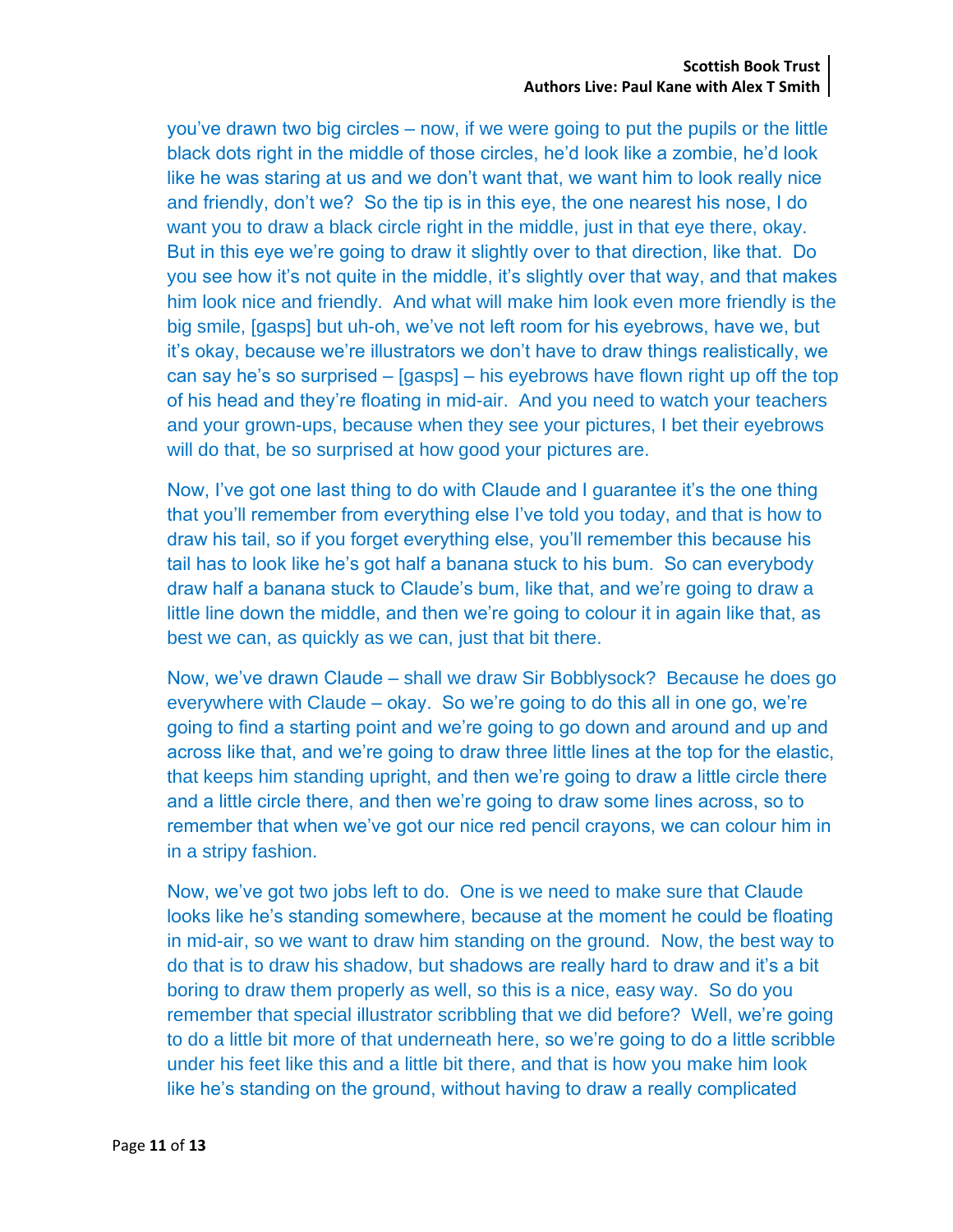you've drawn two big circles – now, if we were going to put the pupils or the little black dots right in the middle of those circles, he'd look like a zombie, he'd look like he was staring at us and we don't want that, we want him to look really nice and friendly, don't we? So the tip is in this eye, the one nearest his nose, I do want you to draw a black circle right in the middle, just in that eye there, okay. But in this eye we're going to draw it slightly over to that direction, like that. Do you see how it's not quite in the middle, it's slightly over that way, and that makes him look nice and friendly. And what will make him look even more friendly is the big smile, [gasps] but uh-oh, we've not left room for his eyebrows, have we, but it's okay, because we're illustrators we don't have to draw things realistically, we can say he's so surprised – [gasps] – his eyebrows have flown right up off the top of his head and they're floating in mid-air. And you need to watch your teachers and your grown-ups, because when they see your pictures, I bet their eyebrows will do that, be so surprised at how good your pictures are.

Now, I've got one last thing to do with Claude and I guarantee it's the one thing that you'll remember from everything else I've told you today, and that is how to draw his tail, so if you forget everything else, you'll remember this because his tail has to look like he's got half a banana stuck to his bum. So can everybody draw half a banana stuck to Claude's bum, like that, and we're going to draw a little line down the middle, and then we're going to colour it in again like that, as best we can, as quickly as we can, just that bit there.

Now, we've drawn Claude – shall we draw Sir Bobblysock? Because he does go everywhere with Claude – okay. So we're going to do this all in one go, we're going to find a starting point and we're going to go down and around and up and across like that, and we're going to draw three little lines at the top for the elastic, that keeps him standing upright, and then we're going to draw a little circle there and a little circle there, and then we're going to draw some lines across, so to remember that when we've got our nice red pencil crayons, we can colour him in in a stripy fashion.

Now, we've got two jobs left to do. One is we need to make sure that Claude looks like he's standing somewhere, because at the moment he could be floating in mid-air, so we want to draw him standing on the ground. Now, the best way to do that is to draw his shadow, but shadows are really hard to draw and it's a bit boring to draw them properly as well, so this is a nice, easy way. So do you remember that special illustrator scribbling that we did before? Well, we're going to do a little bit more of that underneath here, so we're going to do a little scribble under his feet like this and a little bit there, and that is how you make him look like he's standing on the ground, without having to draw a really complicated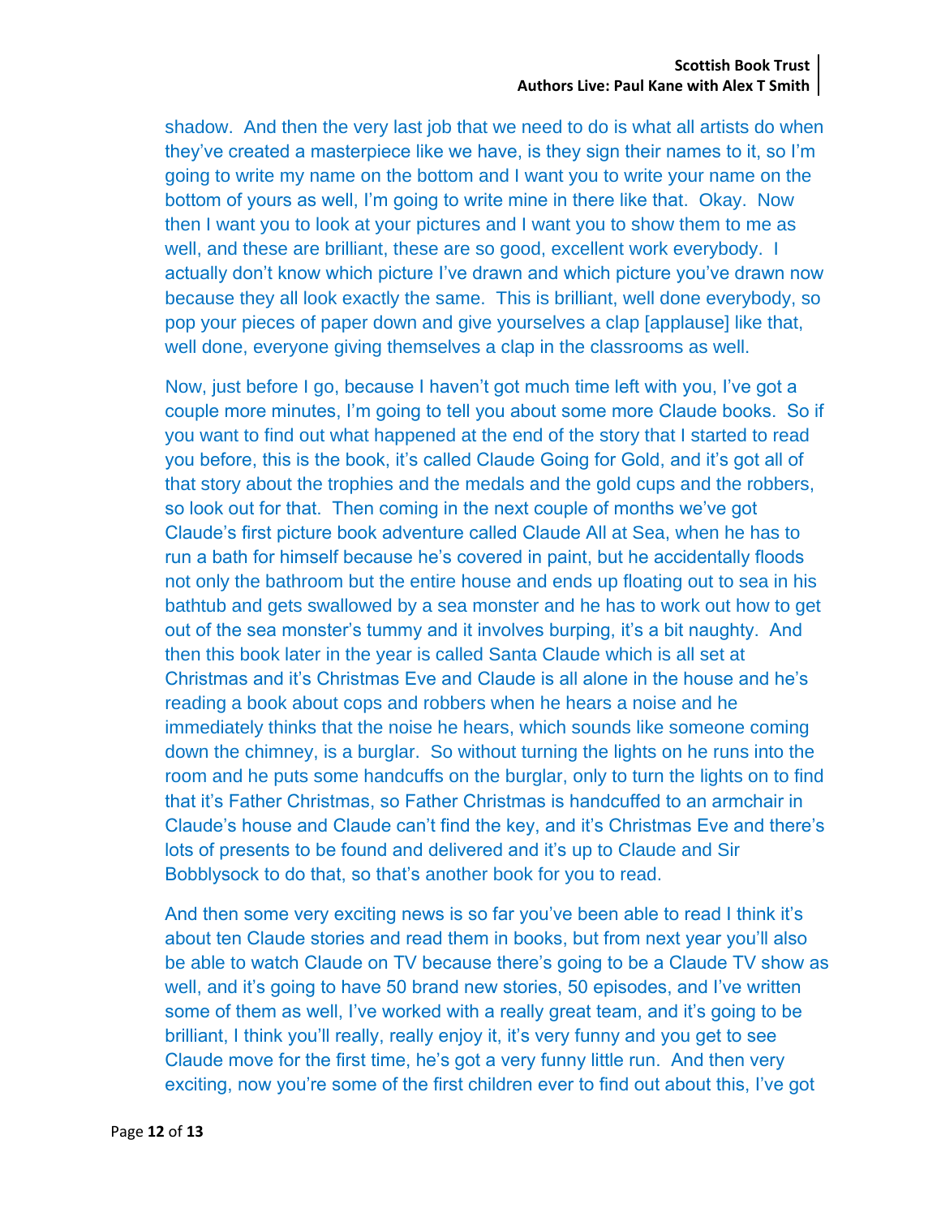shadow. And then the very last job that we need to do is what all artists do when they've created a masterpiece like we have, is they sign their names to it, so I'm going to write my name on the bottom and I want you to write your name on the bottom of yours as well, I'm going to write mine in there like that. Okay. Now then I want you to look at your pictures and I want you to show them to me as well, and these are brilliant, these are so good, excellent work everybody. I actually don't know which picture I've drawn and which picture you've drawn now because they all look exactly the same. This is brilliant, well done everybody, so pop your pieces of paper down and give yourselves a clap [applause] like that, well done, everyone giving themselves a clap in the classrooms as well.

Now, just before I go, because I haven't got much time left with you, I've got a couple more minutes, I'm going to tell you about some more Claude books. So if you want to find out what happened at the end of the story that I started to read you before, this is the book, it's called Claude Going for Gold, and it's got all of that story about the trophies and the medals and the gold cups and the robbers, so look out for that. Then coming in the next couple of months we've got Claude's first picture book adventure called Claude All at Sea, when he has to run a bath for himself because he's covered in paint, but he accidentally floods not only the bathroom but the entire house and ends up floating out to sea in his bathtub and gets swallowed by a sea monster and he has to work out how to get out of the sea monster's tummy and it involves burping, it's a bit naughty. And then this book later in the year is called Santa Claude which is all set at Christmas and it's Christmas Eve and Claude is all alone in the house and he's reading a book about cops and robbers when he hears a noise and he immediately thinks that the noise he hears, which sounds like someone coming down the chimney, is a burglar. So without turning the lights on he runs into the room and he puts some handcuffs on the burglar, only to turn the lights on to find that it's Father Christmas, so Father Christmas is handcuffed to an armchair in Claude's house and Claude can't find the key, and it's Christmas Eve and there's lots of presents to be found and delivered and it's up to Claude and Sir Bobblysock to do that, so that's another book for you to read.

And then some very exciting news is so far you've been able to read I think it's about ten Claude stories and read them in books, but from next year you'll also be able to watch Claude on TV because there's going to be a Claude TV show as well, and it's going to have 50 brand new stories, 50 episodes, and I've written some of them as well, I've worked with a really great team, and it's going to be brilliant, I think you'll really, really enjoy it, it's very funny and you get to see Claude move for the first time, he's got a very funny little run. And then very exciting, now you're some of the first children ever to find out about this, I've got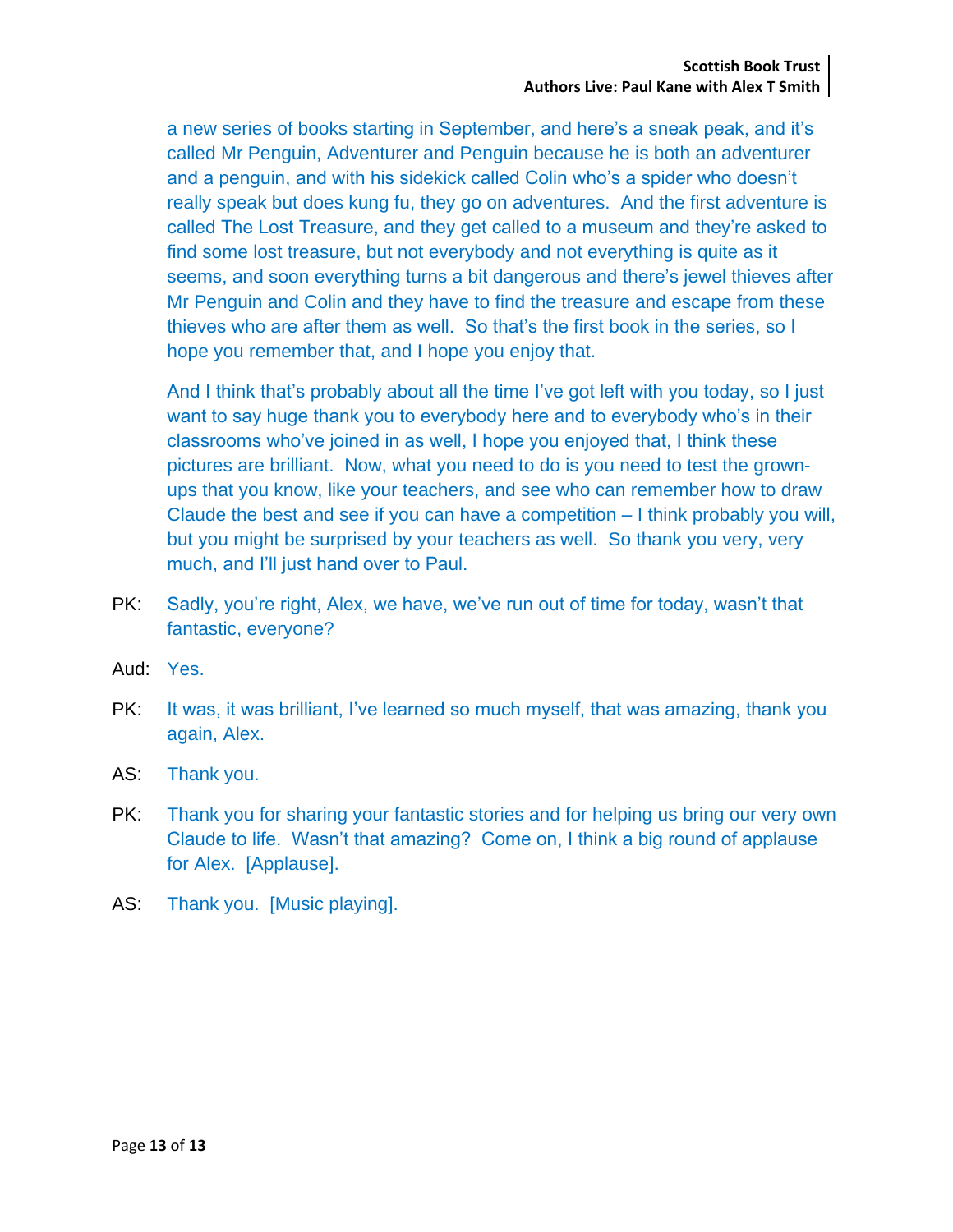a new series of books starting in September, and here's a sneak peak, and it's called Mr Penguin, Adventurer and Penguin because he is both an adventurer and a penguin, and with his sidekick called Colin who's a spider who doesn't really speak but does kung fu, they go on adventures. And the first adventure is called The Lost Treasure, and they get called to a museum and they're asked to find some lost treasure, but not everybody and not everything is quite as it seems, and soon everything turns a bit dangerous and there's jewel thieves after Mr Penguin and Colin and they have to find the treasure and escape from these thieves who are after them as well. So that's the first book in the series, so I hope you remember that, and I hope you enjoy that.

And I think that's probably about all the time I've got left with you today, so I just want to say huge thank you to everybody here and to everybody who's in their classrooms who've joined in as well, I hope you enjoyed that, I think these pictures are brilliant. Now, what you need to do is you need to test the grown-ups that you know, like your teachers, and see who can remember how to draw Claude the best and see if you can have a competition – I think probably you will, but you might be surprised by your teachers as well. So thank you very, very much, and I'll just hand over to Paul.

PK: Sadly, you're right, Alex, we have, we've run out of time for today, wasn't that fantastic, everyone?

Aud: Yes.

PK: It was, it was brilliant, I've learned so much myself, that was amazing, thank you again, Alex.

AS: Thank you.

PK: Thank you for sharing your fantastic stories and for helping us bring our very own Claude to life. Wasn't that amazing? Come on, I think a big round of applause for Alex. [Applause].

AS: Thank you. [Music playing].